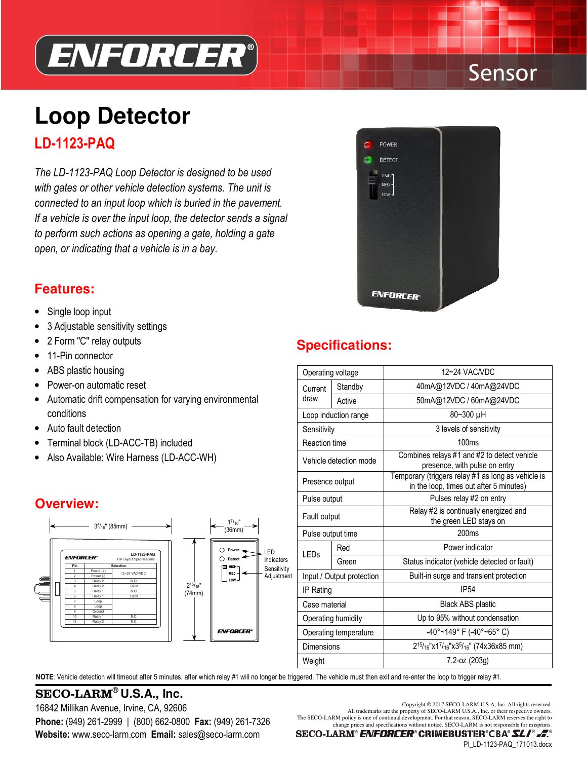# ENFORCER®

Sensor

# Loop Detector

## LD-1123-PAQ

*The LD-1123-PAQ Loop Detector is designed to be used with gates or other vehicle detection systems. The unit is connected to an input loop which is buried in the pavement. If a vehicle is over the input loop, the detector sends a signal to perform such actions as opening a gate, holding a gate open, or indicating that a vehicle is in a bay.*

## Features:

- Single loop input
- 3 Adjustable sensitivity settings
- 2 Form "C" relay outputs
- 11-Pin connector
- ABS plastic housing
- Power-on automatic reset
- Automatic drift compensation for varying environmental conditions
- Auto fault detection
- Terminal block (LD-ACC-TB) included
- Also Available: Wire Harness (LD-ACC-WH)

## Overview:

3⁵⁄₁₆" (85mm) | 1⁷⁄₁₆" (36mm) | 2¹⁵⁄₁₆" (74mm)

LD-1123-PAQ Pin Layout Specifications

| Pin | Selection | |
|---|---|---|
| 1 | Power (+) | 12~24 VAC/VDC |
| 2 | Power (-) | |
| 3 | Relay 2 | N.O. |
| 4 | Relay 2 | COM |
| 5 | Relay 1 | N.O. |
| 6 | Relay 1 | COM |
| 7 | Loop | |
| 8 | Loop | |
| 9 | Ground | |
| 10 | Relay 1 | N.C. |
| 11 | Relay 2 | N.C. |

Power / Detect — LED Indicators

HIGH / MED / LOW — Sensitivity Adjustment

## Specifications:

| | | |
|---|---|---|
| Operating voltage | | 12~24 VAC/VDC |
| Current draw | Standby | 40mA@12VDC / 40mA@24VDC |
| | Active | 50mA@12VDC / 60mA@24VDC |
| Loop induction range | | 80~300 μH |
| Sensitivity | | 3 levels of sensitivity |
| Reaction time | | 100ms |
| Vehicle detection mode | | Combines relays #1 and #2 to detect vehicle presence, with pulse on entry |
| Presence output | | Temporary (triggers relay #1 as long as vehicle is in the loop, times out after 5 minutes) |
| Pulse output | | Pulses relay #2 on entry |
| Fault output | | Relay #2 is continually energized and the green LED stays on |
| Pulse output time | | 200ms |
| LEDs | Red | Power indicator |
| | Green | Status indicator (vehicle detected or fault) |
| Input / Output protection | | Built-in surge and transient protection |
| IP Rating | | IP54 |
| Case material | | Black ABS plastic |
| Operating humidity | | Up to 95% without condensation |
| Operating temperature | | -40°~149° F (-40°~65° C) |
| Dimensions | | 2¹⁵⁄₁₆"x1⁷⁄₁₆"x3⁵⁄₁₆" (74x36x85 mm) |
| Weight | | 7.2-oz (203g) |

**NOTE**: Vehicle detection will timeout after 5 minutes, after which relay #1 will no longer be triggered. The vehicle must then exit and re-enter the loop to trigger relay #1.

**SECO-LARM® U.S.A., Inc.**
16842 Millikan Avenue, Irvine, CA, 92606
**Phone:** (949) 261-2999 | (800) 662-0800 **Fax:** (949) 261-7326
**Website:** www.seco-larm.com **Email:** sales@seco-larm.com

Copyright © 2017 SECO-LARM U.S.A, Inc. All rights reserved.
All trademarks are the property of SECO-LARM U.S.A., Inc. or their respective owners.
The SECO-LARM policy is one of continual development. For that reason, SECO-LARM reserves the right to change prices and specifications without notice. SECO-LARM is not responsible for misprints.

SECO-LARM® ENFORCER® CRIMEBUSTER® CBA® SLI®

PI_LD-1123-PAQ_171013.docx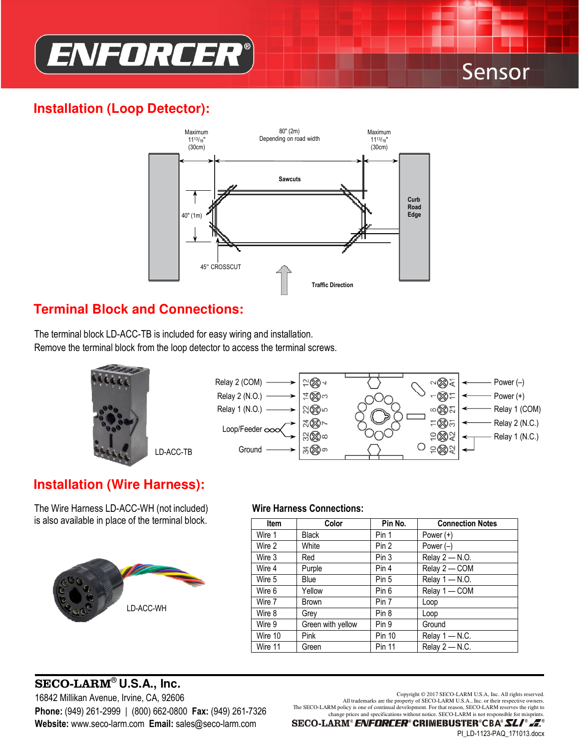# Installation (Loop Detector):

Maximum 11 13/16" (30cm)

80" (2m) Depending on road width

Maximum 11 13/16" (30cm)

Sawcuts

40" (1m)

Curb Road Edge

45° CROSSCUT

Traffic Direction

# Terminal Block and Connections:

The terminal block LD-ACC-TB is included for easy wiring and installation.
Remove the terminal block from the loop detector to access the terminal screws.

LD-ACC-TB

Relay 2 (COM) — 12 / 4

Relay 2 (N.O.) — 14 / 3

Relay 1 (N.O.) — 22 / 5

Loop/Feeder — 24 / 7, 32 / 8

Ground — 34 / 9

Power (–) — 2 / A1

Power (+) — 1 / 11

Relay 1 (COM) — 6 / 21

Relay 2 (N.C.) — 11 / 31

Relay 1 (N.C.) — 10 / A2, 10 / A2

# Installation (Wire Harness):

The Wire Harness LD-ACC-WH (not included) is also available in place of the terminal block.

LD-ACC-WH

**Wire Harness Connections:**

| Item | Color | Pin No. | Connection Notes |
|---|---|---|---|
| Wire 1 | Black | Pin 1 | Power (+) |
| Wire 2 | White | Pin 2 | Power (–) |
| Wire 3 | Red | Pin 3 | Relay 2 — N.O. |
| Wire 4 | Purple | Pin 4 | Relay 2 — COM |
| Wire 5 | Blue | Pin 5 | Relay 1 — N.O. |
| Wire 6 | Yellow | Pin 6 | Relay 1 — COM |
| Wire 7 | Brown | Pin 7 | Loop |
| Wire 8 | Grey | Pin 8 | Loop |
| Wire 9 | Green with yellow | Pin 9 | Ground |
| Wire 10 | Pink | Pin 10 | Relay 1 — N.C. |
| Wire 11 | Green | Pin 11 | Relay 2 — N.C. |

**SECO-LARM® U.S.A., Inc.**
16842 Millikan Avenue, Irvine, CA, 92606
**Phone:** (949) 261-2999 | (800) 662-0800 **Fax:** (949) 261-7326
**Website:** www.seco-larm.com **Email:** sales@seco-larm.com

Copyright © 2017 SECO-LARM U.S.A, Inc. All rights reserved.
All trademarks are the property of SECO-LARM U.S.A., Inc. or their respective owners.
The SECO-LARM policy is one of continual development. For that reason, SECO-LARM reserves the right to change prices and specifications without notice. SECO-LARM is not responsible for misprints.

PI_LD-1123-PAQ_171013.docx